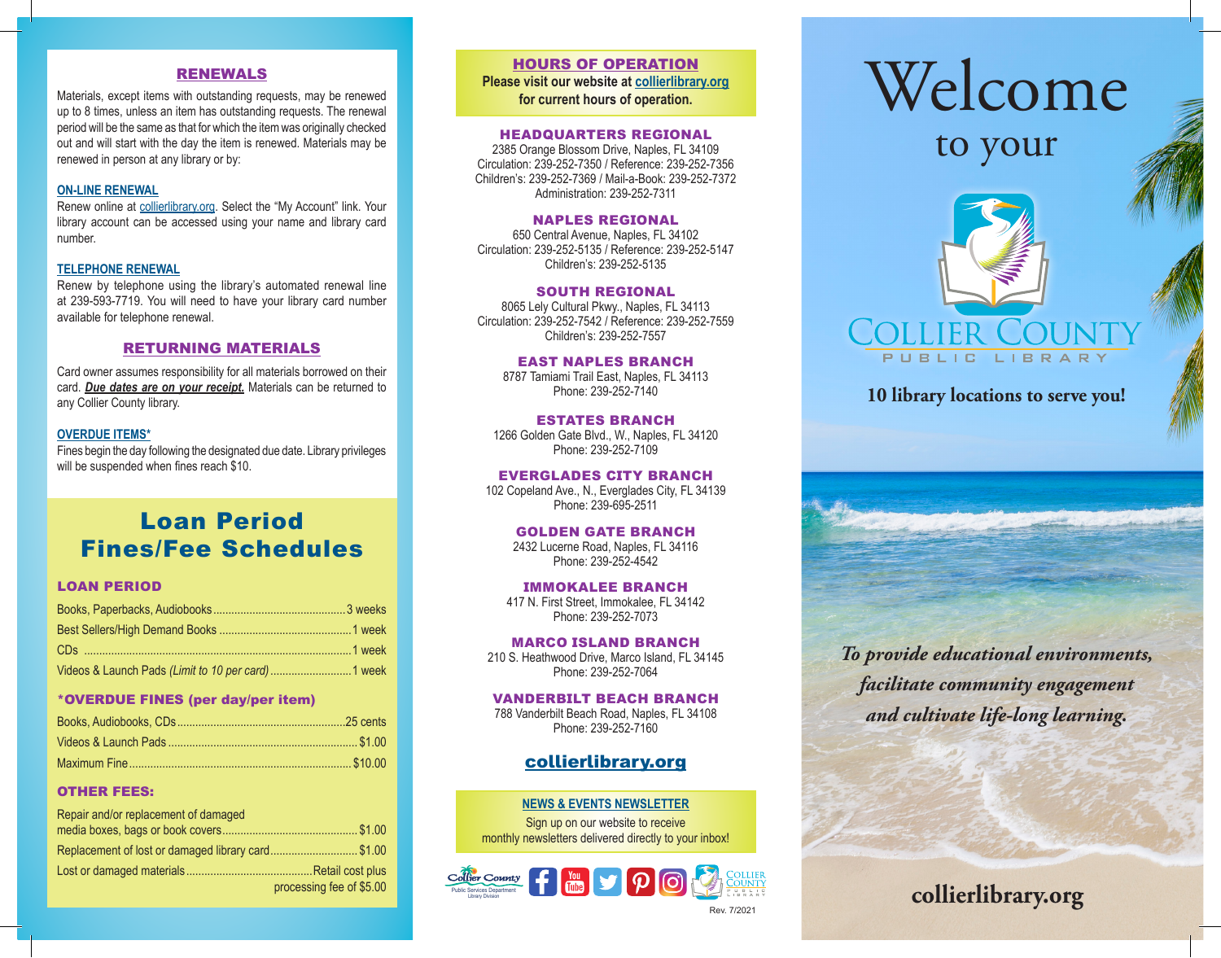## RENEWALS

Materials, except items with outstanding requests, may be renewed up to 8 times, unless an item has outstanding requests. The renewal period will be the same as that for which the item was originally checked out and will start with the day the item is renewed. Materials may be renewed in person at any library or by:

### ON-LINE RENEWAL

Renew online at collierlibrary.org. Select the "My Account" link. Your library account can be accessed using your name and library card number.

### TELEPHONE RENEWAL

Renew by telephone using the library's automated renewal line at 239-593-7719. You will need to have your library card number available for telephone renewal.

## RETURNING MATERIALS

Card owner assumes responsibility for all materials borrowed on their card. ***Due dates are on your receipt.*** Materials can be returned to any Collier County library.

### OVERDUE ITEMS*

Fines begin the day following the designated due date. Library privileges will be suspended when fines reach $10.

## Loan Period Fines/Fee Schedules

### LOAN PERIOD

| Item | Period |
|---|---|
| Books, Paperbacks, Audiobooks | 3 weeks |
| Best Sellers/High Demand Books | 1 week |
| CDs | 1 week |
| Videos & Launch Pads *(Limit to 10 per card)* | 1 week |

### *OVERDUE FINES (per day/per item)

| Item | Fine |
|---|---|
| Books, Audiobooks, CDs | 25 cents |
| Videos & Launch Pads | $1.00 |
| Maximum Fine | $10.00 |

### OTHER FEES:

| Item | Fee |
|---|---|
| Repair and/or replacement of damaged media boxes, bags or book covers | $1.00 |
| Replacement of lost or damaged library card | $1.00 |
| Lost or damaged materials | Retail cost plus processing fee of $5.00 |

## HOURS OF OPERATION

**Please visit our website at collierlibrary.org for current hours of operation.**

### HEADQUARTERS REGIONAL

2385 Orange Blossom Drive, Naples, FL 34109
Circulation: 239-252-7350 / Reference: 239-252-7356
Children's: 239-252-7369 / Mail-a-Book: 239-252-7372
Administration: 239-252-7311

### NAPLES REGIONAL

650 Central Avenue, Naples, FL 34102
Circulation: 239-252-5135 / Reference: 239-252-5147
Children's: 239-252-5135

### SOUTH REGIONAL

8065 Lely Cultural Pkwy., Naples, FL 34113
Circulation: 239-252-7542 / Reference: 239-252-7559
Children's: 239-252-7557

### EAST NAPLES BRANCH

8787 Tamiami Trail East, Naples, FL 34113
Phone: 239-252-7140

### ESTATES BRANCH

1266 Golden Gate Blvd., W., Naples, FL 34120
Phone: 239-252-7109

### EVERGLADES CITY BRANCH

102 Copeland Ave., N., Everglades City, FL 34139
Phone: 239-695-2511

### GOLDEN GATE BRANCH

2432 Lucerne Road, Naples, FL 34116
Phone: 239-252-4542

### IMMOKALEE BRANCH

417 N. First Street, Immokalee, FL 34142
Phone: 239-252-7073

### MARCO ISLAND BRANCH

210 S. Heathwood Drive, Marco Island, FL 34145
Phone: 239-252-7064

### VANDERBILT BEACH BRANCH

788 Vanderbilt Beach Road, Naples, FL 34108
Phone: 239-252-7160

**collierlibrary.org**

### NEWS & EVENTS NEWSLETTER

Sign up on our website to receive monthly newsletters delivered directly to your inbox!

Collier County Public Services Department Library Division

Rev. 7/2021

# Welcome to your

## Collier County Public Library

**10 library locations to serve you!**

***To provide educational environments, facilitate community engagement and cultivate life-long learning.***

**collierlibrary.org**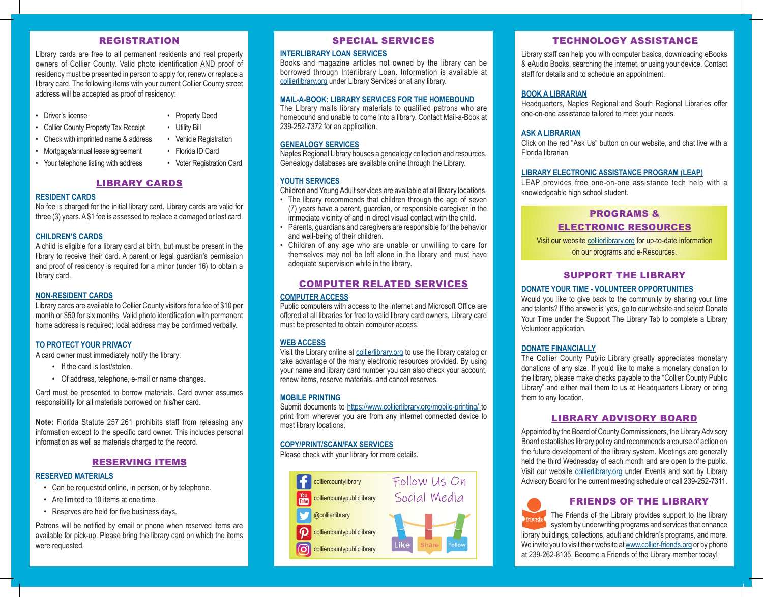## REGISTRATION

Library cards are free to all permanent residents and real property owners of Collier County. Valid photo identification AND proof of residency must be presented in person to apply for, renew or replace a library card. The following items with your current Collier County street address will be accepted as proof of residency:

- Driver's license
- Collier County Property Tax Receipt
- Check with imprinted name & address
- Mortgage/annual lease agreement
- Your telephone listing with address
- Property Deed
- Utility Bill
- Vehicle Registration
- Florida ID Card
- Voter Registration Card

## LIBRARY CARDS

### RESIDENT CARDS

No fee is charged for the initial library card. Library cards are valid for three (3) years. A $1 fee is assessed to replace a damaged or lost card.

### CHILDREN'S CARDS

A child is eligible for a library card at birth, but must be present in the library to receive their card. A parent or legal guardian's permission and proof of residency is required for a minor (under 16) to obtain a library card.

### NON-RESIDENT CARDS

Library cards are available to Collier County visitors for a fee of $10 per month or $50 for six months. Valid photo identification with permanent home address is required; local address may be confirmed verbally.

### TO PROTECT YOUR PRIVACY

A card owner must immediately notify the library:

- If the card is lost/stolen.
- Of address, telephone, e-mail or name changes.

Card must be presented to borrow materials. Card owner assumes responsibility for all materials borrowed on his/her card.

**Note:** Florida Statute 257.261 prohibits staff from releasing any information except to the specific card owner. This includes personal information as well as materials charged to the record.

## RESERVING ITEMS

### RESERVED MATERIALS

- Can be requested online, in person, or by telephone.
- Are limited to 10 items at one time.
- Reserves are held for five business days.

Patrons will be notified by email or phone when reserved items are available for pick-up. Please bring the library card on which the items were requested.

## SPECIAL SERVICES

### INTERLIBRARY LOAN SERVICES

Books and magazine articles not owned by the library can be borrowed through Interlibrary Loan. Information is available at collierlibrary.org under Library Services or at any library.

### MAIL-A-BOOK: LIBRARY SERVICES FOR THE HOMEBOUND

The Library mails library materials to qualified patrons who are homebound and unable to come into a library. Contact Mail-a-Book at 239-252-7372 for an application.

### GENEALOGY SERVICES

Naples Regional Library houses a genealogy collection and resources. Genealogy databases are available online through the Library.

### YOUTH SERVICES

Children and Young Adult services are available at all library locations.

- The library recommends that children through the age of seven (7) years have a parent, guardian, or responsible caregiver in the immediate vicinity of and in direct visual contact with the child.
- Parents, guardians and caregivers are responsible for the behavior and well-being of their children.
- Children of any age who are unable or unwilling to care for themselves may not be left alone in the library and must have adequate supervision while in the library.

## COMPUTER RELATED SERVICES

### COMPUTER ACCESS

Public computers with access to the internet and Microsoft Office are offered at all libraries for free to valid library card owners. Library card must be presented to obtain computer access.

### WEB ACCESS

Visit the Library online at collierlibrary.org to use the library catalog or take advantage of the many electronic resources provided. By using your name and library card number you can also check your account, renew items, reserve materials, and cancel reserves.

### MOBILE PRINTING

Submit documents to https://www.collierlibrary.org/mobile-printing/ to print from wherever you are from any internet connected device to most library locations.

### COPY/PRINT/SCAN/FAX SERVICES

Please check with your library for more details.

Follow Us On Social Media

- colliercountylibrary
- colliercountypubliclibrary
- @collierlibrary
- colliercountypubliclibrary
- colliercountypubliclibrary

Like Share Follow

## TECHNOLOGY ASSISTANCE

Library staff can help you with computer basics, downloading eBooks & eAudio Books, searching the internet, or using your device. Contact staff for details and to schedule an appointment.

### BOOK A LIBRARIAN

Headquarters, Naples Regional and South Regional Libraries offer one-on-one assistance tailored to meet your needs.

### ASK A LIBRARIAN

Click on the red "Ask Us" button on our website, and chat live with a Florida librarian.

### LIBRARY ELECTRONIC ASSISTANCE PROGRAM (LEAP)

LEAP provides free one-on-one assistance tech help with a knowledgeable high school student.

## PROGRAMS & ELECTRONIC RESOURCES

Visit our website collierlibrary.org for up-to-date information on our programs and e-Resources.

## SUPPORT THE LIBRARY

### DONATE YOUR TIME - VOLUNTEER OPPORTUNITIES

Would you like to give back to the community by sharing your time and talents? If the answer is 'yes,' go to our website and select Donate Your Time under the Support The Library Tab to complete a Library Volunteer application.

### DONATE FINANCIALLY

The Collier County Public Library greatly appreciates monetary donations of any size. If you'd like to make a monetary donation to the library, please make checks payable to the "Collier County Public Library" and either mail them to us at Headquarters Library or bring them to any location.

## LIBRARY ADVISORY BOARD

Appointed by the Board of County Commissioners, the Library Advisory Board establishes library policy and recommends a course of action on the future development of the library system. Meetings are generally held the third Wednesday of each month and are open to the public. Visit our website collierlibrary.org under Events and sort by Library Advisory Board for the current meeting schedule or call 239-252-7311.

## FRIENDS OF THE LIBRARY

The Friends of the Library provides support to the library system by underwriting programs and services that enhance library buildings, collections, adult and children's programs, and more. We invite you to visit their website at www.collier-friends.org or by phone at 239-262-8135. Become a Friends of the Library member today!